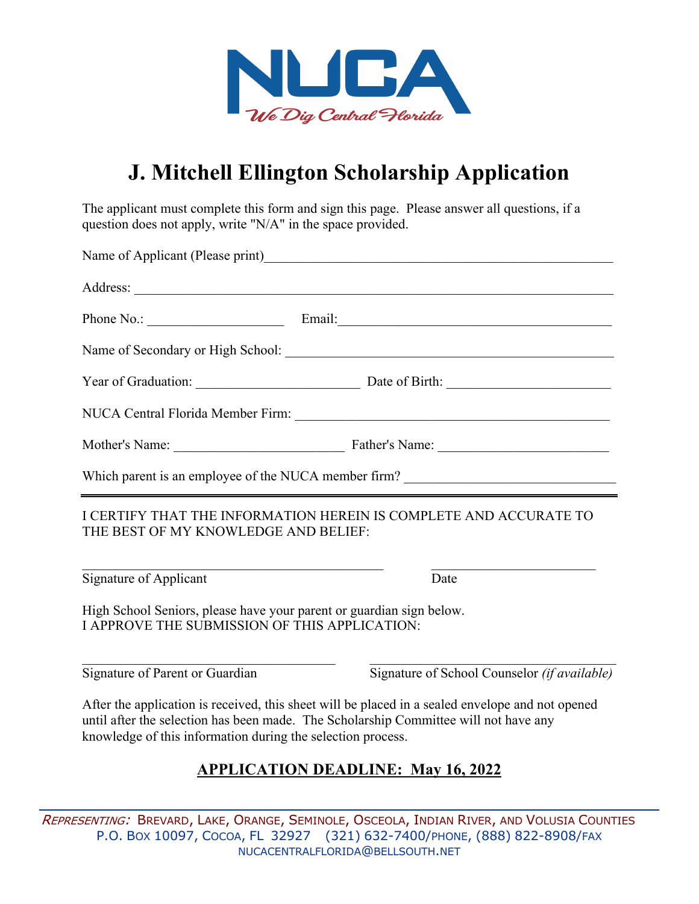NUCA

*We Dig Central Florida*

# J. Mitchell Ellington Scholarship Application

The applicant must complete this form and sign this page. Please answer all questions, if a question does not apply, write "N/A" in the space provided.

Name of Applicant (Please print)\_\_\_\_\_\_\_\_\_\_\_\_\_\_\_\_\_\_\_\_\_\_\_\_\_\_\_\_\_\_\_\_\_\_\_\_\_\_\_\_\_\_\_\_\_\_\_\_

Address: \_\_\_\_\_\_\_\_\_\_\_\_\_\_\_\_\_\_\_\_\_\_\_\_\_\_\_\_\_\_\_\_\_\_\_\_\_\_\_\_\_\_\_\_\_\_\_\_\_\_\_\_\_\_\_\_\_\_\_\_\_\_\_\_

Phone No.: \_\_\_\_\_\_\_\_\_\_\_\_\_\_\_\_\_\_\_\_ Email:\_\_\_\_\_\_\_\_\_\_\_\_\_\_\_\_\_\_\_\_\_\_\_\_\_\_\_\_\_\_\_\_\_\_\_\_\_\_\_\_

Name of Secondary or High School: \_\_\_\_\_\_\_\_\_\_\_\_\_\_\_\_\_\_\_\_\_\_\_\_\_\_\_\_\_\_\_\_\_\_\_\_\_\_\_\_\_\_\_\_\_\_\_\_

Year of Graduation: \_\_\_\_\_\_\_\_\_\_\_\_\_\_\_\_\_\_\_\_\_\_\_\_ Date of Birth: \_\_\_\_\_\_\_\_\_\_\_\_\_\_\_\_\_\_\_\_\_\_\_\_

NUCA Central Florida Member Firm: \_\_\_\_\_\_\_\_\_\_\_\_\_\_\_\_\_\_\_\_\_\_\_\_\_\_\_\_\_\_\_\_\_\_\_\_\_\_\_\_\_\_\_\_\_\_

Mother's Name: \_\_\_\_\_\_\_\_\_\_\_\_\_\_\_\_\_\_\_\_\_\_\_\_\_ Father's Name: \_\_\_\_\_\_\_\_\_\_\_\_\_\_\_\_\_\_\_\_\_\_\_\_\_

Which parent is an employee of the NUCA member firm? \_\_\_\_\_\_\_\_\_\_\_\_\_\_\_\_\_\_\_\_\_\_\_\_\_\_\_\_\_\_

---

I CERTIFY THAT THE INFORMATION HEREIN IS COMPLETE AND ACCURATE TO THE BEST OF MY KNOWLEDGE AND BELIEF:

\_\_\_\_\_\_\_\_\_\_\_\_\_\_\_\_\_\_\_\_\_\_\_\_\_\_\_\_\_\_\_\_\_\_\_\_\_\_\_\_\_\_\_ \_\_\_\_\_\_\_\_\_\_\_\_\_\_\_\_\_\_\_\_\_\_\_\_\_

Signature of Applicant Date

High School Seniors, please have your parent or guardian sign below.
I APPROVE THE SUBMISSION OF THIS APPLICATION:

\_\_\_\_\_\_\_\_\_\_\_\_\_\_\_\_\_\_\_\_\_\_\_\_\_\_\_\_\_\_\_\_\_\_\_\_\_ \_\_\_\_\_\_\_\_\_\_\_\_\_\_\_\_\_\_\_\_\_\_\_\_\_\_\_\_\_\_\_\_\_\_\_\_\_

Signature of Parent or Guardian Signature of School Counselor *(if available)*

After the application is received, this sheet will be placed in a sealed envelope and not opened until after the selection has been made. The Scholarship Committee will not have any knowledge of this information during the selection process.

## APPLICATION DEADLINE: May 16, 2022

*REPRESENTING:* BREVARD, LAKE, ORANGE, SEMINOLE, OSCEOLA, INDIAN RIVER, AND VOLUSIA COUNTIES
P.O. BOX 10097, COCOA, FL 32927 (321) 632-7400/PHONE, (888) 822-8908/FAX
NUCACENTRALFLORIDA@BELLSOUTH.NET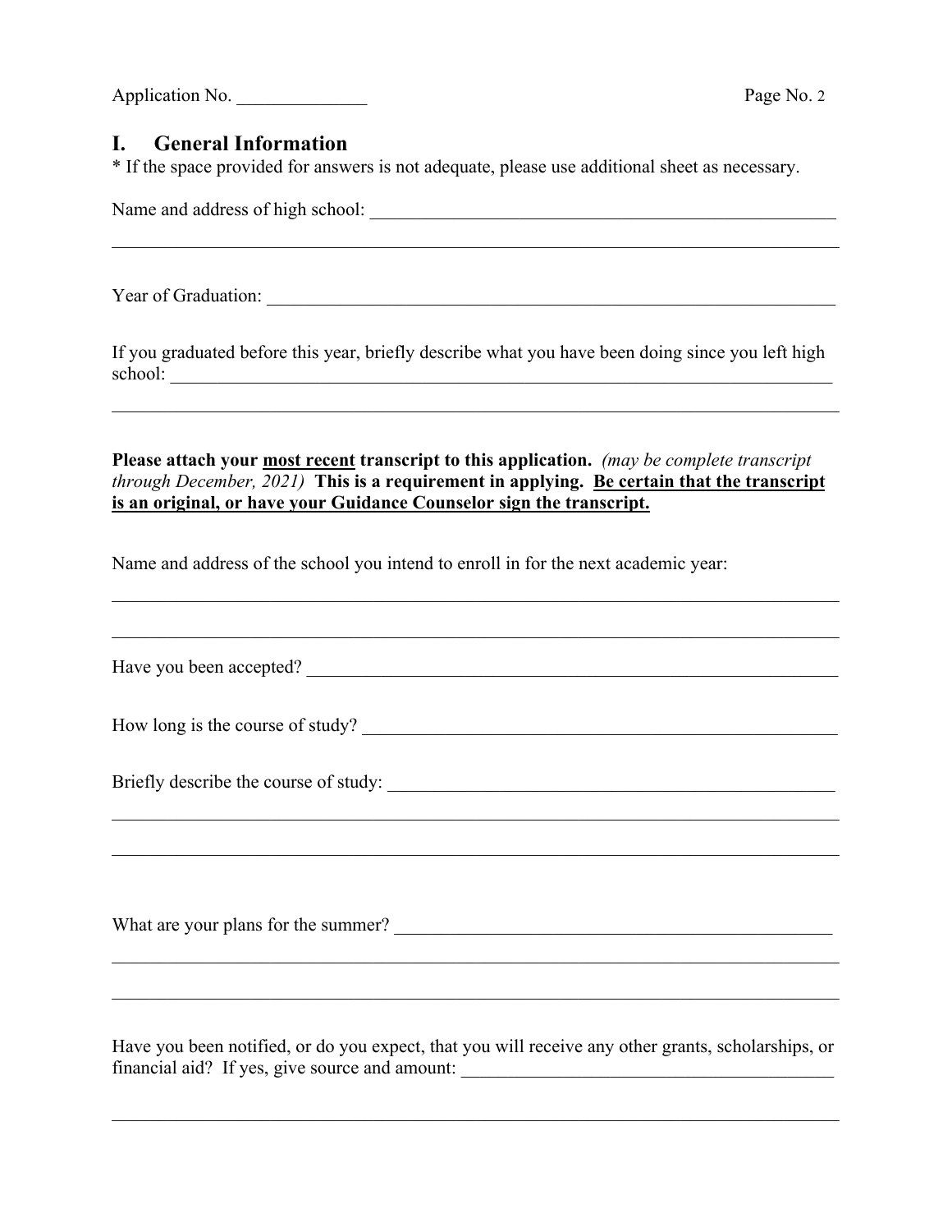Application No. ______________

## I. General Information

* If the space provided for answers is not adequate, please use additional sheet as necessary.

Name and address of high school: ____________________________________________________

______________________________________________________________________________

Year of Graduation: ______________________________________________________________

If you graduated before this year, briefly describe what you have been doing since you left high school: ______________________________________________________________________

______________________________________________________________________________

**Please attach your <u>most recent</u> transcript to this application.** *(may be complete transcript through December, 2021)* **This is a requirement in applying. <u>Be certain that the transcript is an original, or have your Guidance Counselor sign the transcript.</u>**

Name and address of the school you intend to enroll in for the next academic year:

______________________________________________________________________________

______________________________________________________________________________

Have you been accepted? _______________________________________________________

How long is the course of study? ________________________________________________

Briefly describe the course of study: _____________________________________________

______________________________________________________________________________

______________________________________________________________________________

What are your plans for the summer? ____________________________________________

______________________________________________________________________________

______________________________________________________________________________

Have you been notified, or do you expect, that you will receive any other grants, scholarships, or financial aid? If yes, give source and amount: _________________________________________

______________________________________________________________________________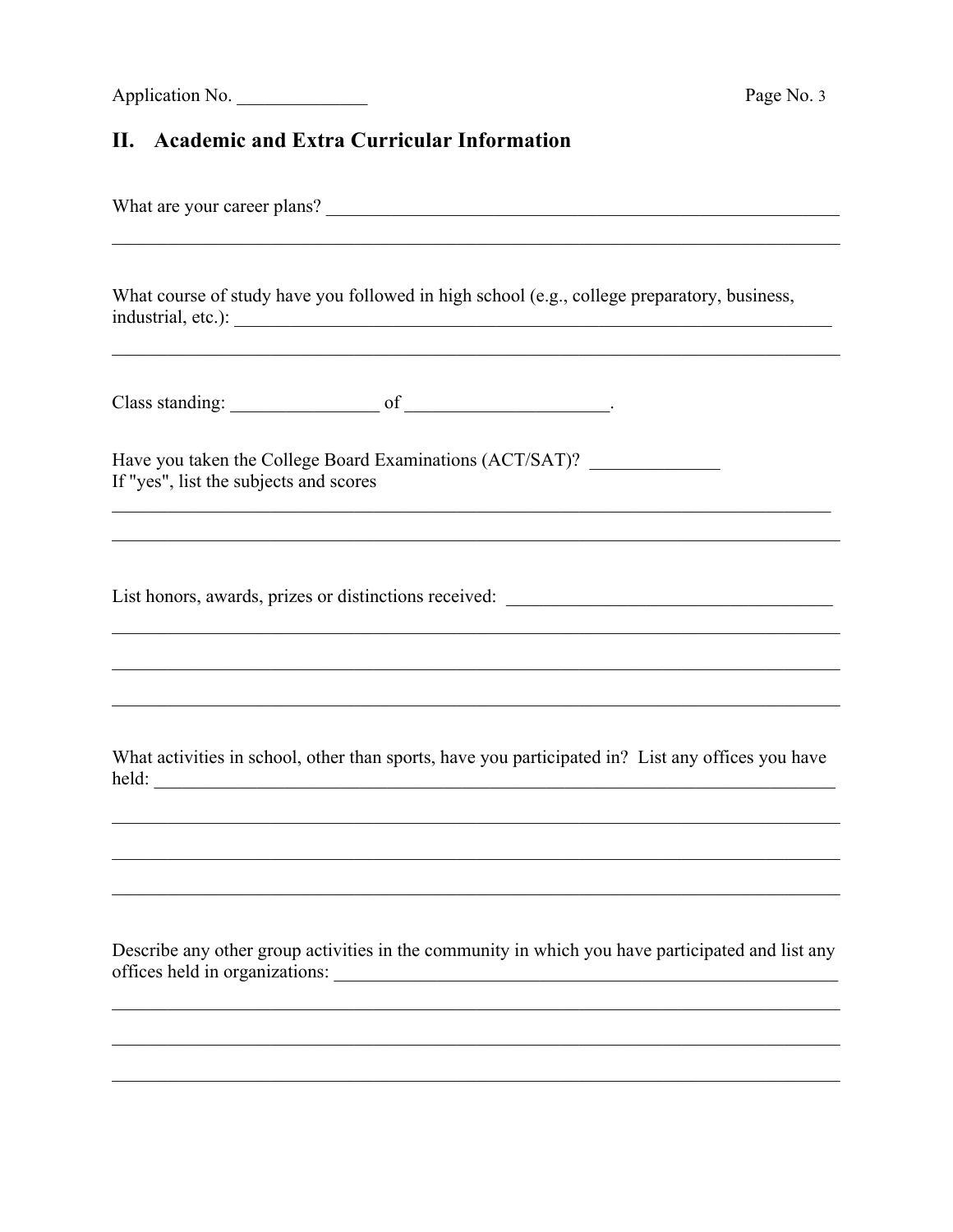Application No. ______________

## II. Academic and Extra Curricular Information

What are your career plans? ____________________________________________________________

________________________________________________________________________________

What course of study have you followed in high school (e.g., college preparatory, business, industrial, etc.): ____________________________________________________________________

________________________________________________________________________________

Class standing: ________________ of ______________________.

Have you taken the College Board Examinations (ACT/SAT)? ______________
If "yes", list the subjects and scores

________________________________________________________________________________

________________________________________________________________________________

List honors, awards, prizes or distinctions received: ___________________________________

________________________________________________________________________________

________________________________________________________________________________

________________________________________________________________________________

What activities in school, other than sports, have you participated in? List any offices you have held: ______________________________________________________________________________

________________________________________________________________________________

________________________________________________________________________________

________________________________________________________________________________

Describe any other group activities in the community in which you have participated and list any offices held in organizations: __________________________________________________________

________________________________________________________________________________

________________________________________________________________________________

________________________________________________________________________________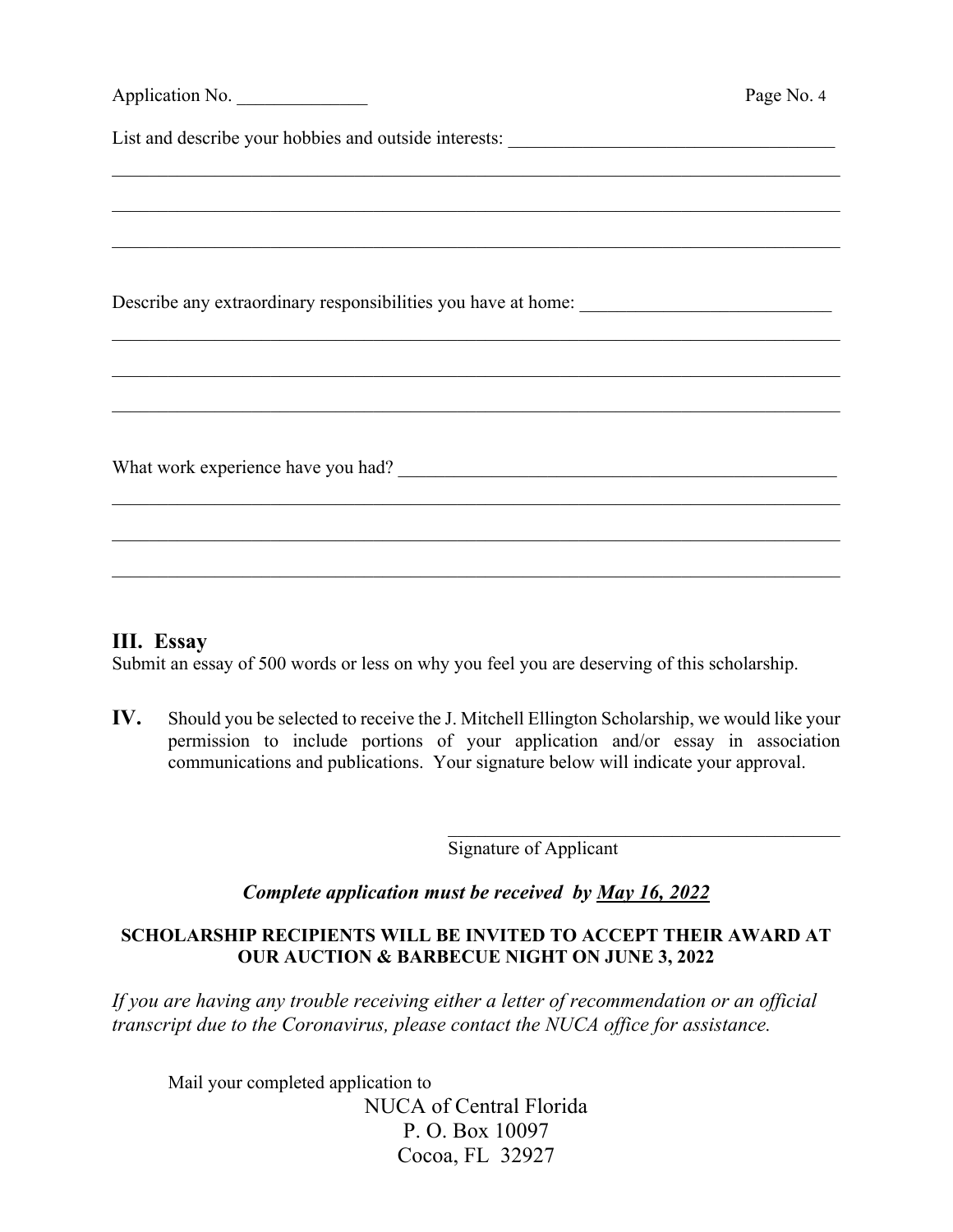Application No. ______________

List and describe your hobbies and outside interests: ____________________________________

________________________________________________________________________________

________________________________________________________________________________

________________________________________________________________________________

Describe any extraordinary responsibilities you have at home: ___________________________

________________________________________________________________________________

________________________________________________________________________________

________________________________________________________________________________

What work experience have you had? __________________________________________________

________________________________________________________________________________

________________________________________________________________________________

________________________________________________________________________________

## III. Essay

Submit an essay of 500 words or less on why you feel you are deserving of this scholarship.

**IV.** Should you be selected to receive the J. Mitchell Ellington Scholarship, we would like your permission to include portions of your application and/or essay in association communications and publications. Your signature below will indicate your approval.

____________________________________________
Signature of Applicant

***Complete application must be received by <u>May 16, 2022</u>***

**SCHOLARSHIP RECIPIENTS WILL BE INVITED TO ACCEPT THEIR AWARD AT OUR AUCTION & BARBECUE NIGHT ON JUNE 3, 2022**

*If you are having any trouble receiving either a letter of recommendation or an official transcript due to the Coronavirus, please contact the NUCA office for assistance.*

Mail your completed application to

NUCA of Central Florida
P. O. Box 10097
Cocoa, FL 32927